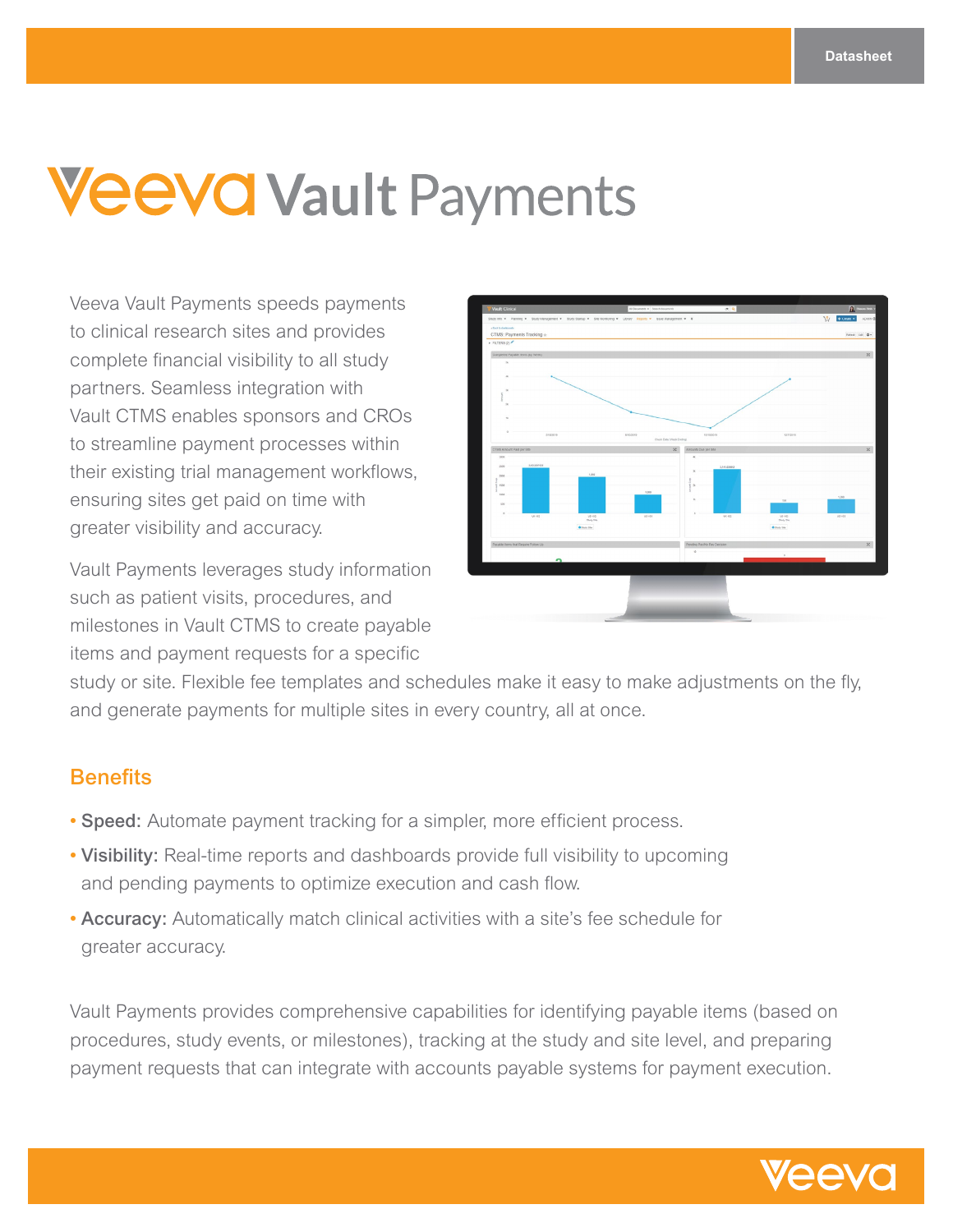# Veeva Vault Payments

Veeva Vault Payments speeds payments to clinical research sites and provides complete financial visibility to all study partners. Seamless integration with Vault CTMS enables sponsors and CROs to streamline payment processes within their existing trial management workflows, ensuring sites get paid on time with greater visibility and accuracy.

Vault Payments leverages study information such as patient visits, procedures, and milestones in Vault CTMS to create payable items and payment requests for a specific study or site. Flexible fee templates and schedules make it easy to make adjustments on the fly, and generate payments for multiple sites in every country, all at once.

## Benefits

- **Speed:** Automate payment tracking for a simpler, more efficient process.
- **Visibility:** Real-time reports and dashboards provide full visibility to upcoming and pending payments to optimize execution and cash flow.
- **Accuracy:** Automatically match clinical activities with a site's fee schedule for greater accuracy.

Vault Payments provides comprehensive capabilities for identifying payable items (based on procedures, study events, or milestones), tracking at the study and site level, and preparing payment requests that can integrate with accounts payable systems for payment execution.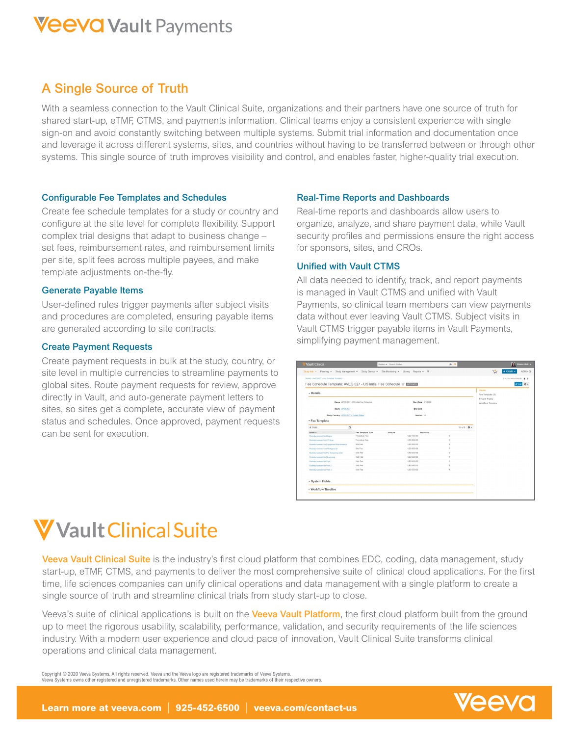# Veeva Vault Payments

## A Single Source of Truth

With a seamless connection to the Vault Clinical Suite, organizations and their partners have one source of truth for shared start-up, eTMF, CTMS, and payments information. Clinical teams enjoy a consistent experience with single sign-on and avoid constantly switching between multiple systems. Submit trial information and documentation once and leverage it across different systems, sites, and countries without having to be transferred between or through other systems. This single source of truth improves visibility and control, and enables faster, higher-quality trial execution.

### Configurable Fee Templates and Schedules

Create fee schedule templates for a study or country and configure at the site level for complete flexibility. Support complex trial designs that adapt to business change – set fees, reimbursement rates, and reimbursement limits per site, split fees across multiple payees, and make template adjustments on-the-fly.

### Generate Payable Items

User-defined rules trigger payments after subject visits and procedures are completed, ensuring payable items are generated according to site contracts.

### Create Payment Requests

Create payment requests in bulk at the study, country, or site level in multiple currencies to streamline payments to global sites. Route payment requests for review, approve directly in Vault, and auto-generate payment letters to sites, so sites get a complete, accurate view of payment status and schedules. Once approved, payment requests can be sent for execution.

### Real-Time Reports and Dashboards

Real-time reports and dashboards allow users to organize, analyze, and share payment data, while Vault security profiles and permissions ensure the right access for sponsors, sites, and CROs.

### Unified with Vault CTMS

All data needed to identify, track, and report payments is managed in Vault CTMS and unified with Vault Payments, so clinical team members can view payments data without ever leaving Vault CTMS. Subject visits in Vault CTMS trigger payable items in Vault Payments, simplifying payment management.

# Vault Clinical Suite

Veeva Vault Clinical Suite is the industry's first cloud platform that combines EDC, coding, data management, study start-up, eTMF, CTMS, and payments to deliver the most comprehensive suite of clinical cloud applications. For the first time, life sciences companies can unify clinical operations and data management with a single platform to create a single source of truth and streamline clinical trials from study start-up to close.

Veeva's suite of clinical applications is built on the Veeva Vault Platform, the first cloud platform built from the ground up to meet the rigorous usability, scalability, performance, validation, and security requirements of the life sciences industry. With a modern user experience and cloud pace of innovation, Vault Clinical Suite transforms clinical operations and clinical data management.

Copyright © 2020 Veeva Systems. All rights reserved. Veeva and the Veeva logo are registered trademarks of Veeva Systems. Veeva Systems owns other registered and unregistered trademarks. Other names used herein may be trademarks of their respective owners.

**Learn more at veeva.com | 925-452-6500 | veeva.com/contact-us**